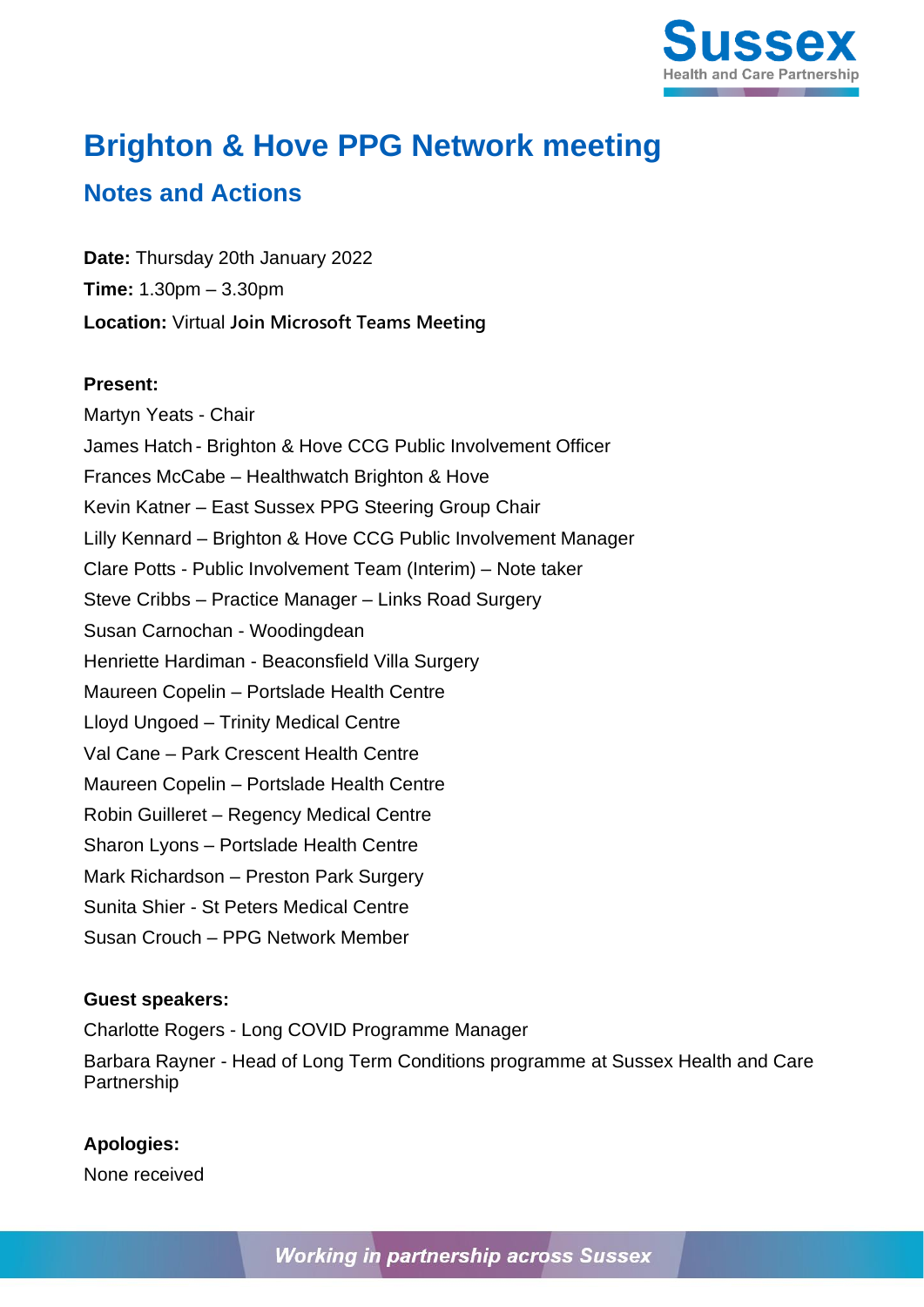# Brighton & Hove PPG Network meeting

## Notes and Actions

**Date:** Thursday 20th January 2022

**Time:** 1.30pm – 3.30pm

**Location:** Virtual **Join Microsoft Teams Meeting**

**Present:**

Martyn Yeats - Chair

James Hatch - Brighton & Hove CCG Public Involvement Officer

Frances McCabe – Healthwatch Brighton & Hove

Kevin Katner – East Sussex PPG Steering Group Chair

Lilly Kennard – Brighton & Hove CCG Public Involvement Manager

Clare Potts - Public Involvement Team (Interim) – Note taker

Steve Cribbs – Practice Manager – Links Road Surgery

Susan Carnochan - Woodingdean

Henriette Hardiman - Beaconsfield Villa Surgery

Maureen Copelin – Portslade Health Centre

Lloyd Ungoed – Trinity Medical Centre

Val Cane – Park Crescent Health Centre

Maureen Copelin – Portslade Health Centre

Robin Guilleret – Regency Medical Centre

Sharon Lyons – Portslade Health Centre

Mark Richardson – Preston Park Surgery

Sunita Shier - St Peters Medical Centre

Susan Crouch – PPG Network Member

**Guest speakers:**

Charlotte Rogers - Long COVID Programme Manager

Barbara Rayner - Head of Long Term Conditions programme at Sussex Health and Care Partnership

**Apologies:**

None received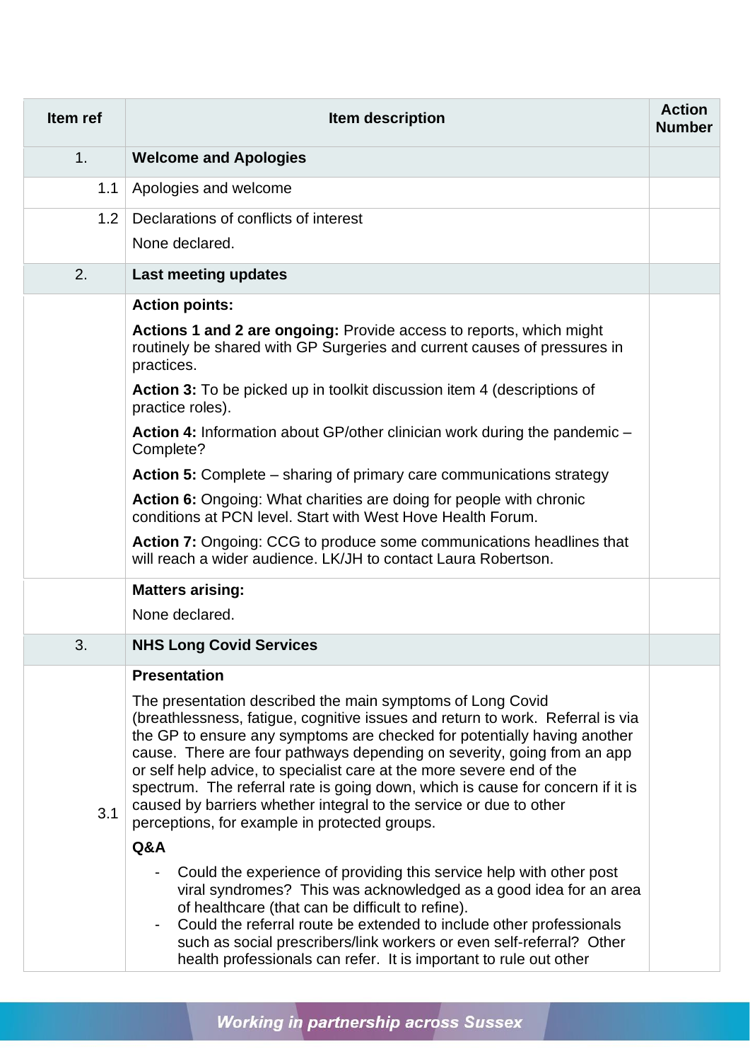| Item ref | Item description | Action Number |
|---|---|---|
| 1. | **Welcome and Apologies** | |
| 1.1 | Apologies and welcome | |
| 1.2 | Declarations of conflicts of interest<br><br>None declared. | |
| 2. | **Last meeting updates** | |
| | **Action points:**<br><br>**Actions 1 and 2 are ongoing:** Provide access to reports, which might routinely be shared with GP Surgeries and current causes of pressures in practices.<br><br>**Action 3:** To be picked up in toolkit discussion item 4 (descriptions of practice roles).<br><br>**Action 4:** Information about GP/other clinician work during the pandemic – Complete?<br><br>**Action 5:** Complete – sharing of primary care communications strategy<br><br>**Action 6:** Ongoing: What charities are doing for people with chronic conditions at PCN level. Start with West Hove Health Forum.<br><br>**Action 7:** Ongoing: CCG to produce some communications headlines that will reach a wider audience. LK/JH to contact Laura Robertson. | |
| | **Matters arising:**<br><br>None declared. | |
| 3. | **NHS Long Covid Services** | |
| 3.1 | **Presentation**<br><br>The presentation described the main symptoms of Long Covid (breathlessness, fatigue, cognitive issues and return to work. Referral is via the GP to ensure any symptoms are checked for potentially having another cause. There are four pathways depending on severity, going from an app or self help advice, to specialist care at the more severe end of the spectrum. The referral rate is going down, which is cause for concern if it is caused by barriers whether integral to the service or due to other perceptions, for example in protected groups.<br><br>**Q&A**<br><br>- Could the experience of providing this service help with other post viral syndromes? This was acknowledged as a good idea for an area of healthcare (that can be difficult to refine).<br>- Could the referral route be extended to include other professionals such as social prescribers/link workers or even self-referral? Other health professionals can refer. It is important to rule out other | |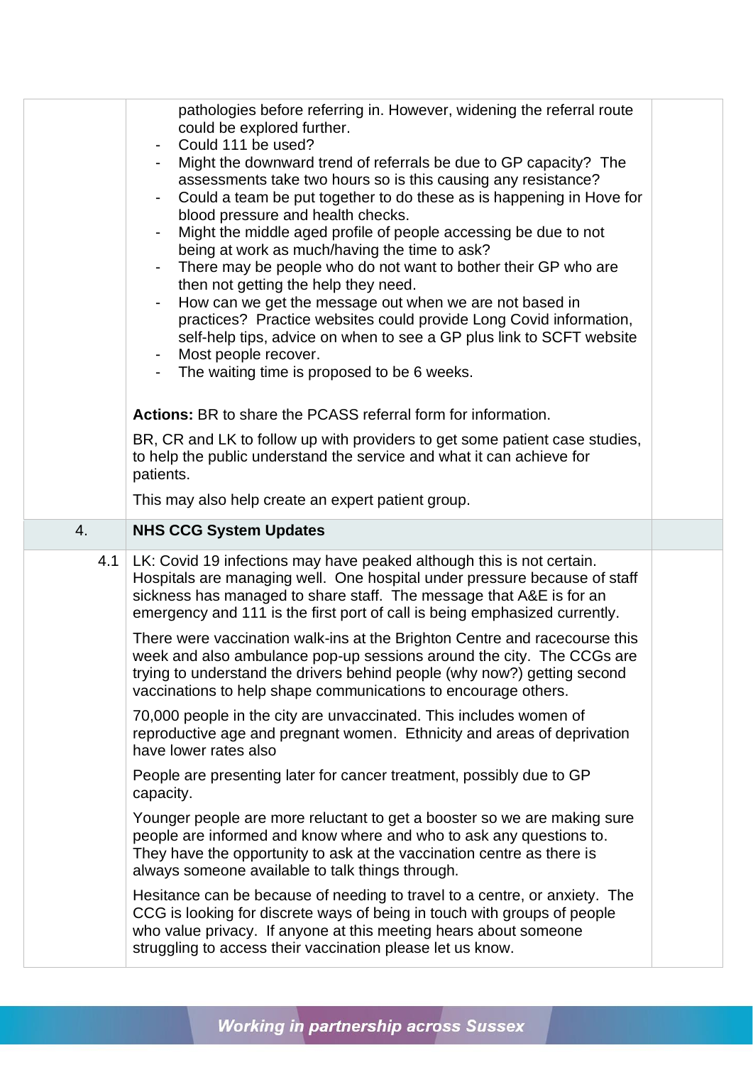| | | |
|---|---|---|
| | pathologies before referring in. However, widening the referral route could be explored further.<br>- Could 111 be used?<br>- Might the downward trend of referrals be due to GP capacity? The assessments take two hours so is this causing any resistance?<br>- Could a team be put together to do these as is happening in Hove for blood pressure and health checks.<br>- Might the middle aged profile of people accessing be due to not being at work as much/having the time to ask?<br>- There may be people who do not want to bother their GP who are then not getting the help they need.<br>- How can we get the message out when we are not based in practices? Practice websites could provide Long Covid information, self-help tips, advice on when to see a GP plus link to SCFT website<br>- Most people recover.<br>- The waiting time is proposed to be 6 weeks.<br><br>**Actions:** BR to share the PCASS referral form for information.<br><br>BR, CR and LK to follow up with providers to get some patient case studies, to help the public understand the service and what it can achieve for patients.<br><br>This may also help create an expert patient group. | |
| 4. | **NHS CCG System Updates** | |
| 4.1 | LK: Covid 19 infections may have peaked although this is not certain. Hospitals are managing well. One hospital under pressure because of staff sickness has managed to share staff. The message that A&E is for an emergency and 111 is the first port of call is being emphasized currently.<br><br>There were vaccination walk-ins at the Brighton Centre and racecourse this week and also ambulance pop-up sessions around the city. The CCGs are trying to understand the drivers behind people (why now?) getting second vaccinations to help shape communications to encourage others.<br><br>70,000 people in the city are unvaccinated. This includes women of reproductive age and pregnant women. Ethnicity and areas of deprivation have lower rates also<br><br>People are presenting later for cancer treatment, possibly due to GP capacity.<br><br>Younger people are more reluctant to get a booster so we are making sure people are informed and know where and who to ask any questions to. They have the opportunity to ask at the vaccination centre as there is always someone available to talk things through.<br><br>Hesitance can be because of needing to travel to a centre, or anxiety. The CCG is looking for discrete ways of being in touch with groups of people who value privacy. If anyone at this meeting hears about someone struggling to access their vaccination please let us know. | |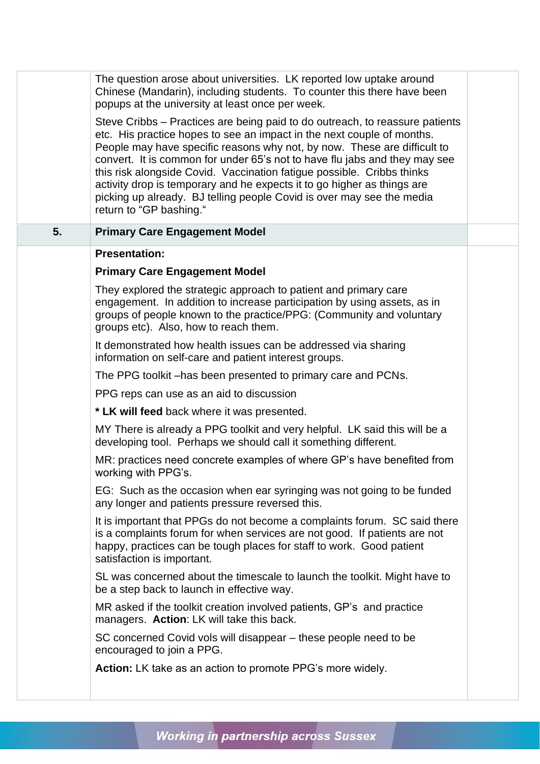The question arose about universities. LK reported low uptake around Chinese (Mandarin), including students. To counter this there have been popups at the university at least once per week.

Steve Cribbs – Practices are being paid to do outreach, to reassure patients etc. His practice hopes to see an impact in the next couple of months. People may have specific reasons why not, by now. These are difficult to convert. It is common for under 65's not to have flu jabs and they may see this risk alongside Covid. Vaccination fatigue possible. Cribbs thinks activity drop is temporary and he expects it to go higher as things are picking up already. BJ telling people Covid is over may see the media return to "GP bashing."

## 5. Primary Care Engagement Model

**Presentation:**

**Primary Care Engagement Model**

They explored the strategic approach to patient and primary care engagement. In addition to increase participation by using assets, as in groups of people known to the practice/PPG: (Community and voluntary groups etc). Also, how to reach them.

It demonstrated how health issues can be addressed via sharing information on self-care and patient interest groups.

The PPG toolkit –has been presented to primary care and PCNs.

PPG reps can use as an aid to discussion

**\* LK will feed** back where it was presented.

MY There is already a PPG toolkit and very helpful. LK said this will be a developing tool. Perhaps we should call it something different.

MR: practices need concrete examples of where GP's have benefited from working with PPG's.

EG: Such as the occasion when ear syringing was not going to be funded any longer and patients pressure reversed this.

It is important that PPGs do not become a complaints forum. SC said there is a complaints forum for when services are not good. If patients are not happy, practices can be tough places for staff to work. Good patient satisfaction is important.

SL was concerned about the timescale to launch the toolkit. Might have to be a step back to launch in effective way.

MR asked if the toolkit creation involved patients, GP's and practice managers. **Action**: LK will take this back.

SC concerned Covid vols will disappear – these people need to be encouraged to join a PPG.

**Action:** LK take as an action to promote PPG's more widely.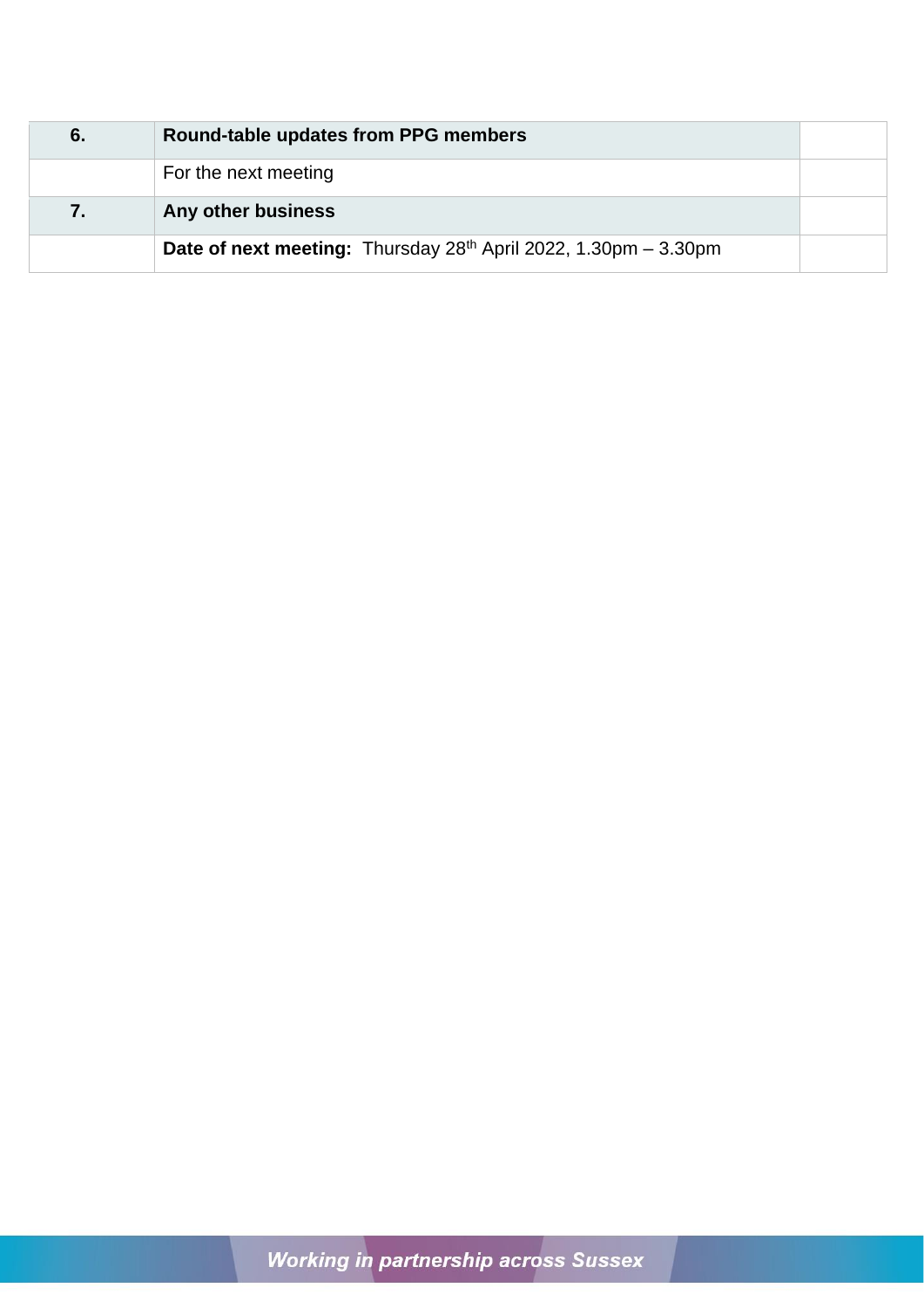| | | |
|---|---|---|
| **6.** | **Round-table updates from PPG members** | |
| | For the next meeting | |
| **7.** | **Any other business** | |
| | **Date of next meeting:** Thursday 28th April 2022, 1.30pm – 3.30pm | |

***Working in partnership across Sussex***